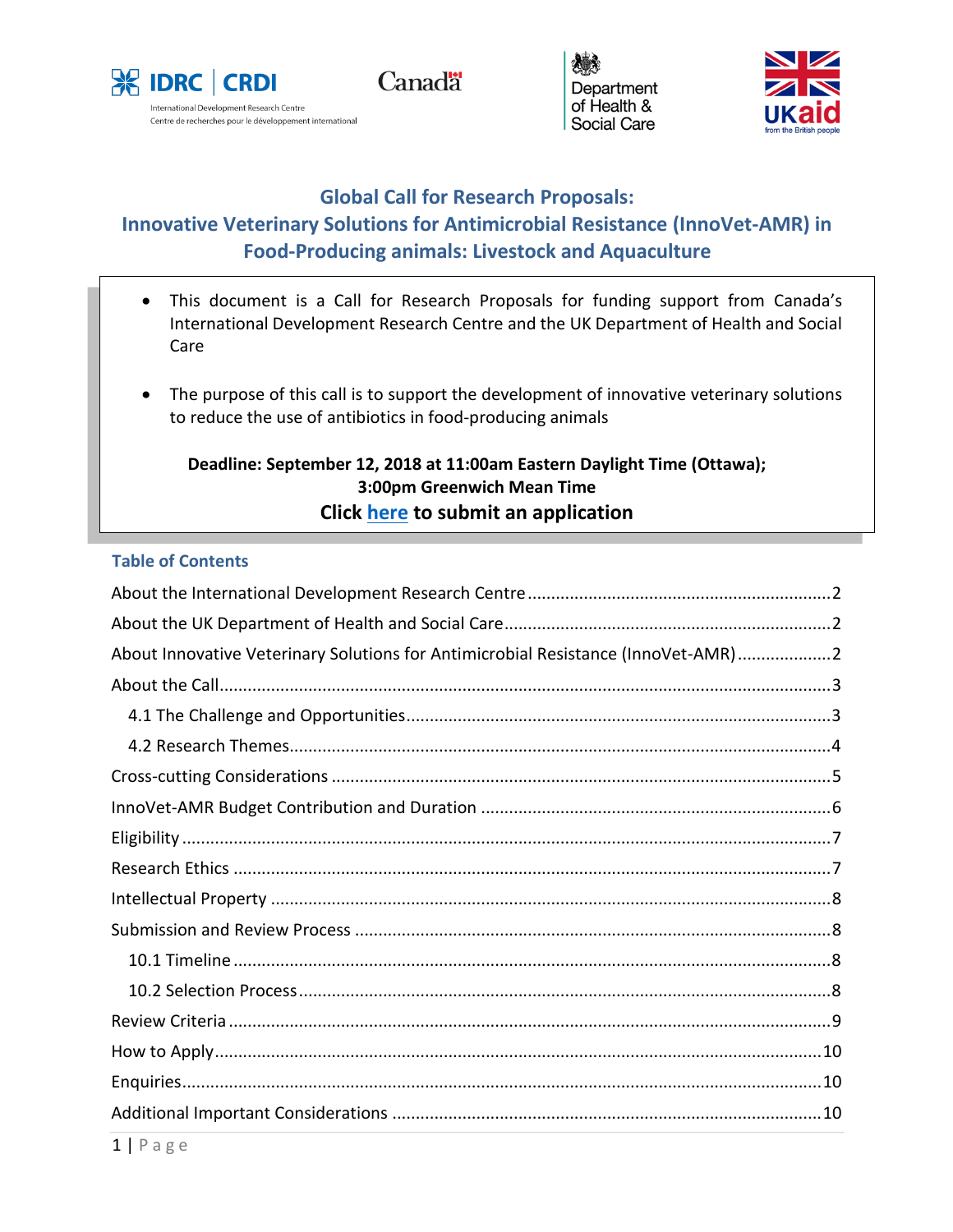# Global Call for Research Proposals: Innovative Veterinary Solutions for Antimicrobial Resistance (InnoVet-AMR) in Food-Producing animals: Livestock and Aquaculture

- This document is a Call for Research Proposals for funding support from Canada's International Development Research Centre and the UK Department of Health and Social Care
- The purpose of this call is to support the development of innovative veterinary solutions to reduce the use of antibiotics in food-producing animals

**Deadline: September 12, 2018 at 11:00am Eastern Daylight Time (Ottawa); 3:00pm Greenwich Mean Time**

**Click here to submit an application**

## Table of Contents

About the International Development Research Centre ..... 2
About the UK Department of Health and Social Care ..... 2
About Innovative Veterinary Solutions for Antimicrobial Resistance (InnoVet-AMR) ..... 2
About the Call ..... 3
  4.1 The Challenge and Opportunities ..... 3
  4.2 Research Themes ..... 4
Cross-cutting Considerations ..... 5
InnoVet-AMR Budget Contribution and Duration ..... 6
Eligibility ..... 7
Research Ethics ..... 7
Intellectual Property ..... 8
Submission and Review Process ..... 8
  10.1 Timeline ..... 8
  10.2 Selection Process ..... 8
Review Criteria ..... 9
How to Apply ..... 10
Enquiries ..... 10
Additional Important Considerations ..... 10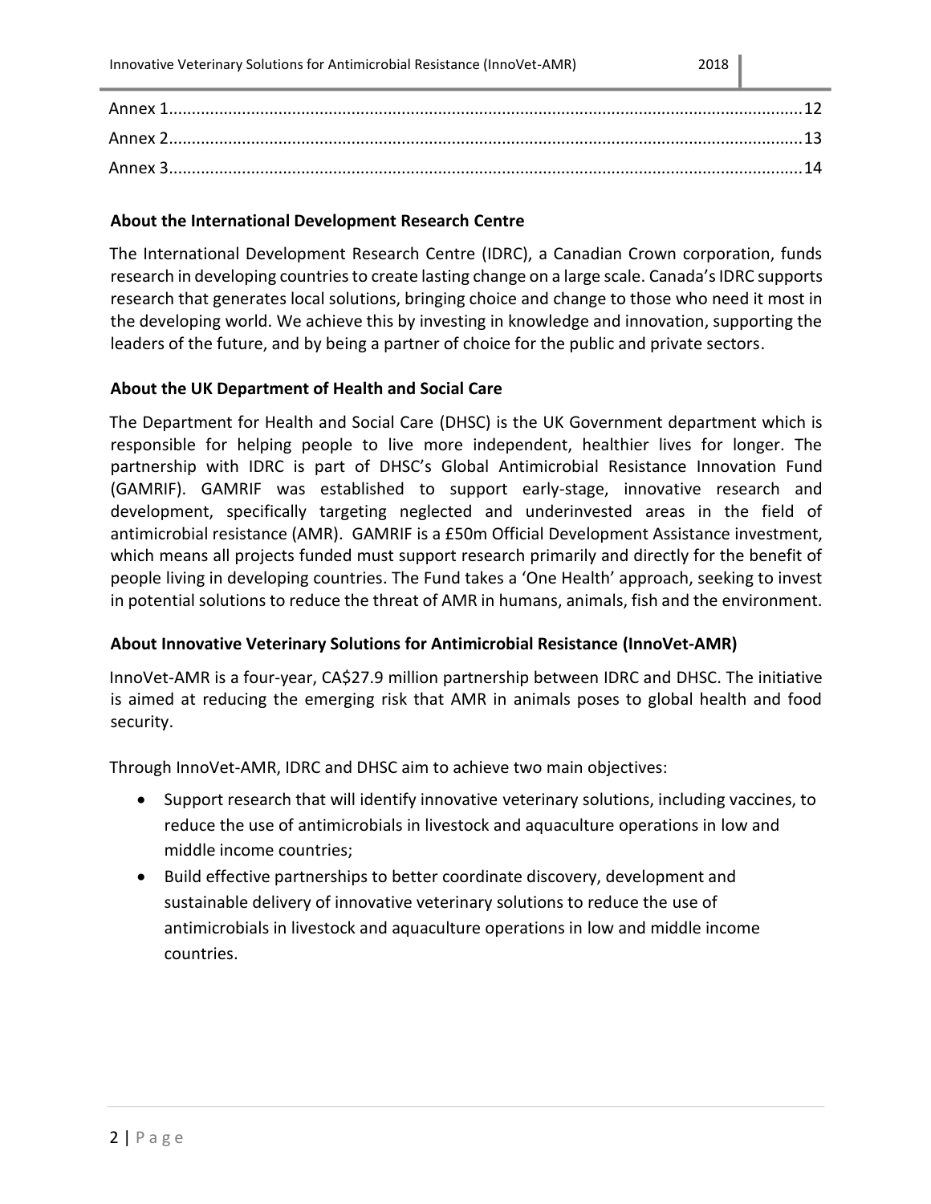Annex 1 ... 12
Annex 2 ... 13
Annex 3 ... 14

### About the International Development Research Centre

The International Development Research Centre (IDRC), a Canadian Crown corporation, funds research in developing countries to create lasting change on a large scale. Canada's IDRC supports research that generates local solutions, bringing choice and change to those who need it most in the developing world. We achieve this by investing in knowledge and innovation, supporting the leaders of the future, and by being a partner of choice for the public and private sectors.

### About the UK Department of Health and Social Care

The Department for Health and Social Care (DHSC) is the UK Government department which is responsible for helping people to live more independent, healthier lives for longer. The partnership with IDRC is part of DHSC's Global Antimicrobial Resistance Innovation Fund (GAMRIF). GAMRIF was established to support early-stage, innovative research and development, specifically targeting neglected and underinvested areas in the field of antimicrobial resistance (AMR). GAMRIF is a £50m Official Development Assistance investment, which means all projects funded must support research primarily and directly for the benefit of people living in developing countries. The Fund takes a 'One Health' approach, seeking to invest in potential solutions to reduce the threat of AMR in humans, animals, fish and the environment.

### About Innovative Veterinary Solutions for Antimicrobial Resistance (InnoVet-AMR)

InnoVet-AMR is a four-year, CA$27.9 million partnership between IDRC and DHSC. The initiative is aimed at reducing the emerging risk that AMR in animals poses to global health and food security.

Through InnoVet-AMR, IDRC and DHSC aim to achieve two main objectives:

- Support research that will identify innovative veterinary solutions, including vaccines, to reduce the use of antimicrobials in livestock and aquaculture operations in low and middle income countries;
- Build effective partnerships to better coordinate discovery, development and sustainable delivery of innovative veterinary solutions to reduce the use of antimicrobials in livestock and aquaculture operations in low and middle income countries.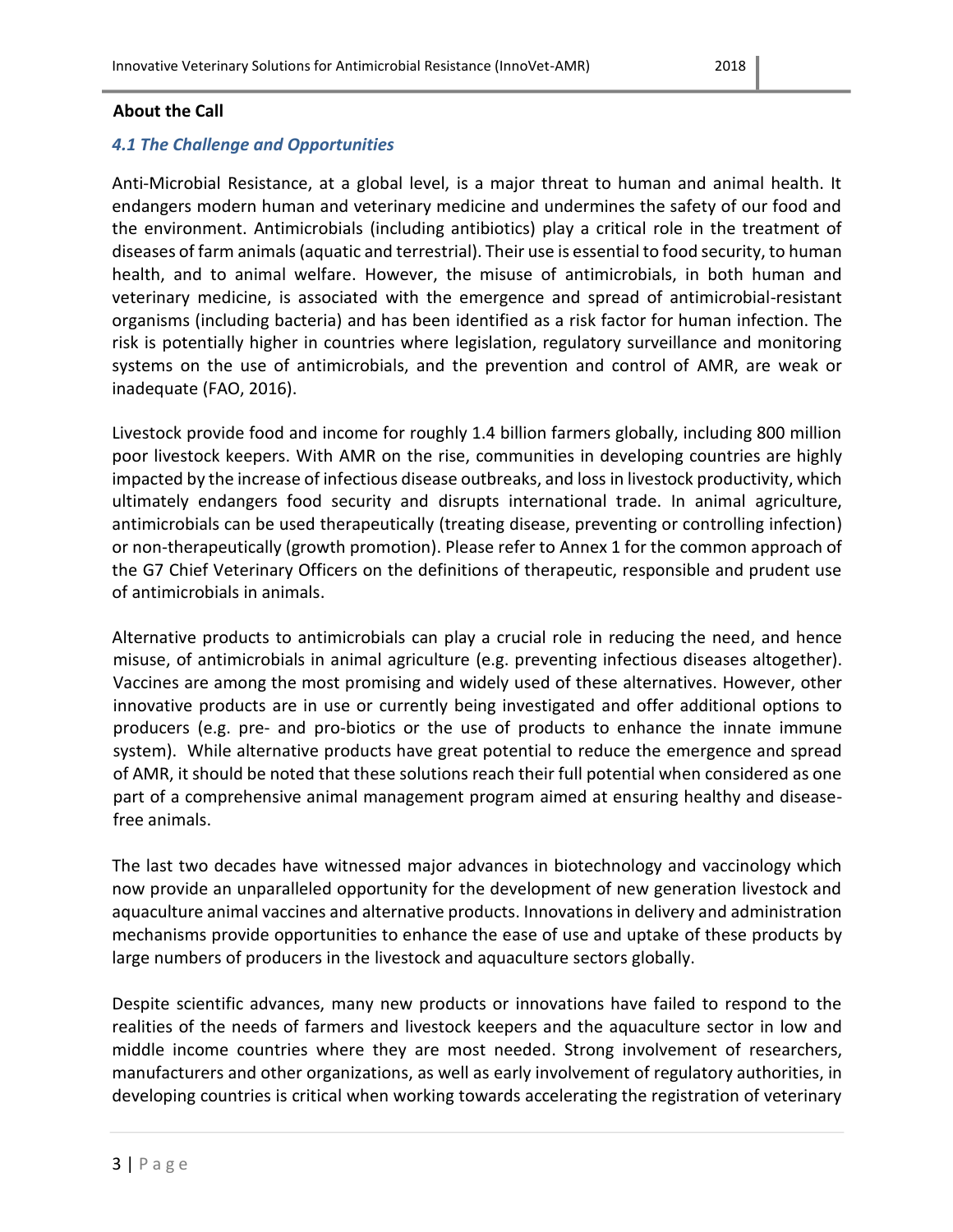**About the Call**

### *4.1 The Challenge and Opportunities*

Anti-Microbial Resistance, at a global level, is a major threat to human and animal health. It endangers modern human and veterinary medicine and undermines the safety of our food and the environment. Antimicrobials (including antibiotics) play a critical role in the treatment of diseases of farm animals (aquatic and terrestrial). Their use is essential to food security, to human health, and to animal welfare. However, the misuse of antimicrobials, in both human and veterinary medicine, is associated with the emergence and spread of antimicrobial-resistant organisms (including bacteria) and has been identified as a risk factor for human infection. The risk is potentially higher in countries where legislation, regulatory surveillance and monitoring systems on the use of antimicrobials, and the prevention and control of AMR, are weak or inadequate (FAO, 2016).

Livestock provide food and income for roughly 1.4 billion farmers globally, including 800 million poor livestock keepers. With AMR on the rise, communities in developing countries are highly impacted by the increase of infectious disease outbreaks, and loss in livestock productivity, which ultimately endangers food security and disrupts international trade. In animal agriculture, antimicrobials can be used therapeutically (treating disease, preventing or controlling infection) or non-therapeutically (growth promotion). Please refer to Annex 1 for the common approach of the G7 Chief Veterinary Officers on the definitions of therapeutic, responsible and prudent use of antimicrobials in animals.

Alternative products to antimicrobials can play a crucial role in reducing the need, and hence misuse, of antimicrobials in animal agriculture (e.g. preventing infectious diseases altogether). Vaccines are among the most promising and widely used of these alternatives. However, other innovative products are in use or currently being investigated and offer additional options to producers (e.g. pre- and pro-biotics or the use of products to enhance the innate immune system). While alternative products have great potential to reduce the emergence and spread of AMR, it should be noted that these solutions reach their full potential when considered as one part of a comprehensive animal management program aimed at ensuring healthy and disease-free animals.

The last two decades have witnessed major advances in biotechnology and vaccinology which now provide an unparalleled opportunity for the development of new generation livestock and aquaculture animal vaccines and alternative products. Innovations in delivery and administration mechanisms provide opportunities to enhance the ease of use and uptake of these products by large numbers of producers in the livestock and aquaculture sectors globally.

Despite scientific advances, many new products or innovations have failed to respond to the realities of the needs of farmers and livestock keepers and the aquaculture sector in low and middle income countries where they are most needed. Strong involvement of researchers, manufacturers and other organizations, as well as early involvement of regulatory authorities, in developing countries is critical when working towards accelerating the registration of veterinary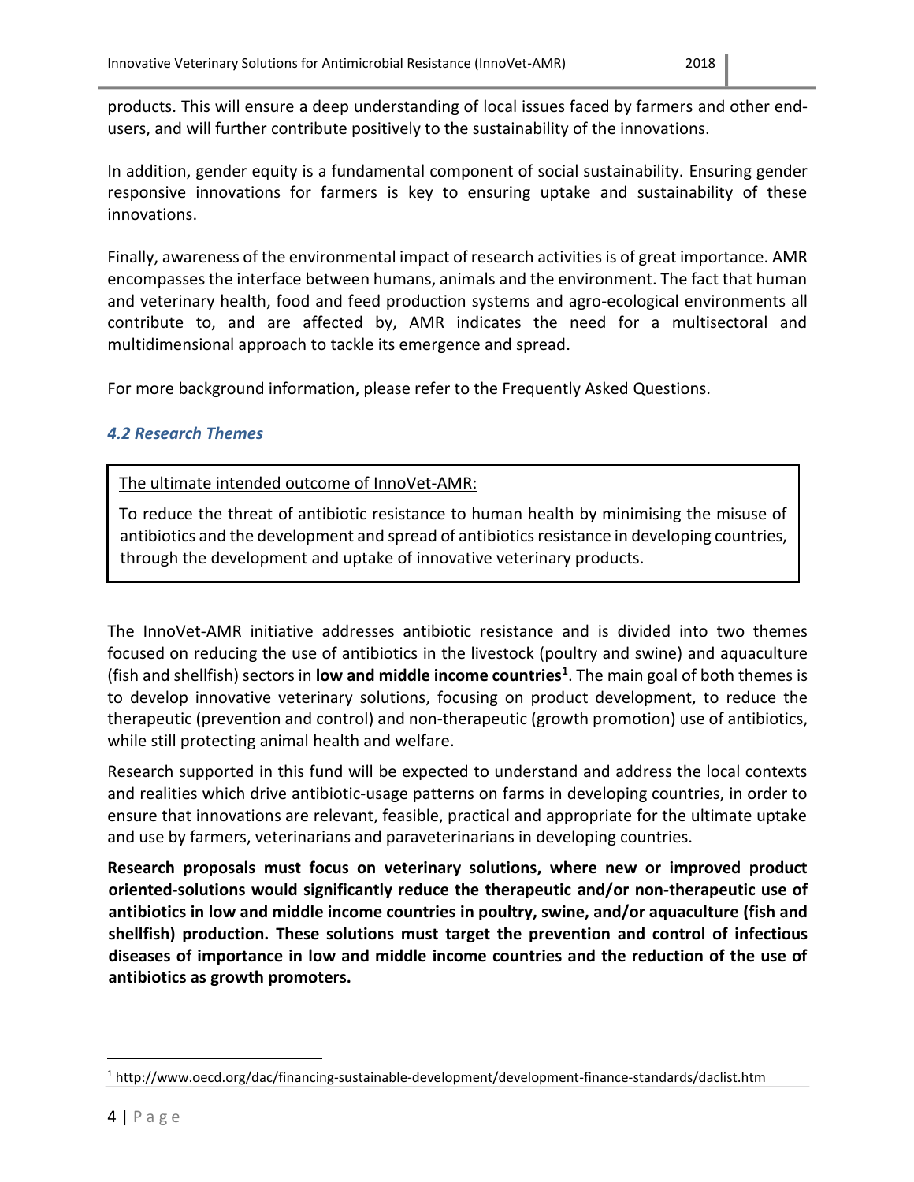products. This will ensure a deep understanding of local issues faced by farmers and other end-users, and will further contribute positively to the sustainability of the innovations.

In addition, gender equity is a fundamental component of social sustainability. Ensuring gender responsive innovations for farmers is key to ensuring uptake and sustainability of these innovations.

Finally, awareness of the environmental impact of research activities is of great importance. AMR encompasses the interface between humans, animals and the environment. The fact that human and veterinary health, food and feed production systems and agro-ecological environments all contribute to, and are affected by, AMR indicates the need for a multisectoral and multidimensional approach to tackle its emergence and spread.

For more background information, please refer to the Frequently Asked Questions.

### *4.2 Research Themes*

> <u>The ultimate intended outcome of InnoVet-AMR:</u>
>
> To reduce the threat of antibiotic resistance to human health by minimising the misuse of antibiotics and the development and spread of antibiotics resistance in developing countries, through the development and uptake of innovative veterinary products.

The InnoVet-AMR initiative addresses antibiotic resistance and is divided into two themes focused on reducing the use of antibiotics in the livestock (poultry and swine) and aquaculture (fish and shellfish) sectors in **low and middle income countries**[1]. The main goal of both themes is to develop innovative veterinary solutions, focusing on product development, to reduce the therapeutic (prevention and control) and non-therapeutic (growth promotion) use of antibiotics, while still protecting animal health and welfare.

Research supported in this fund will be expected to understand and address the local contexts and realities which drive antibiotic-usage patterns on farms in developing countries, in order to ensure that innovations are relevant, feasible, practical and appropriate for the ultimate uptake and use by farmers, veterinarians and paraveterinarians in developing countries.

**Research proposals must focus on veterinary solutions, where new or improved product oriented-solutions would significantly reduce the therapeutic and/or non-therapeutic use of antibiotics in low and middle income countries in poultry, swine, and/or aquaculture (fish and shellfish) production. These solutions must target the prevention and control of infectious diseases of importance in low and middle income countries and the reduction of the use of antibiotics as growth promoters.**

[1] http://www.oecd.org/dac/financing-sustainable-development/development-finance-standards/daclist.htm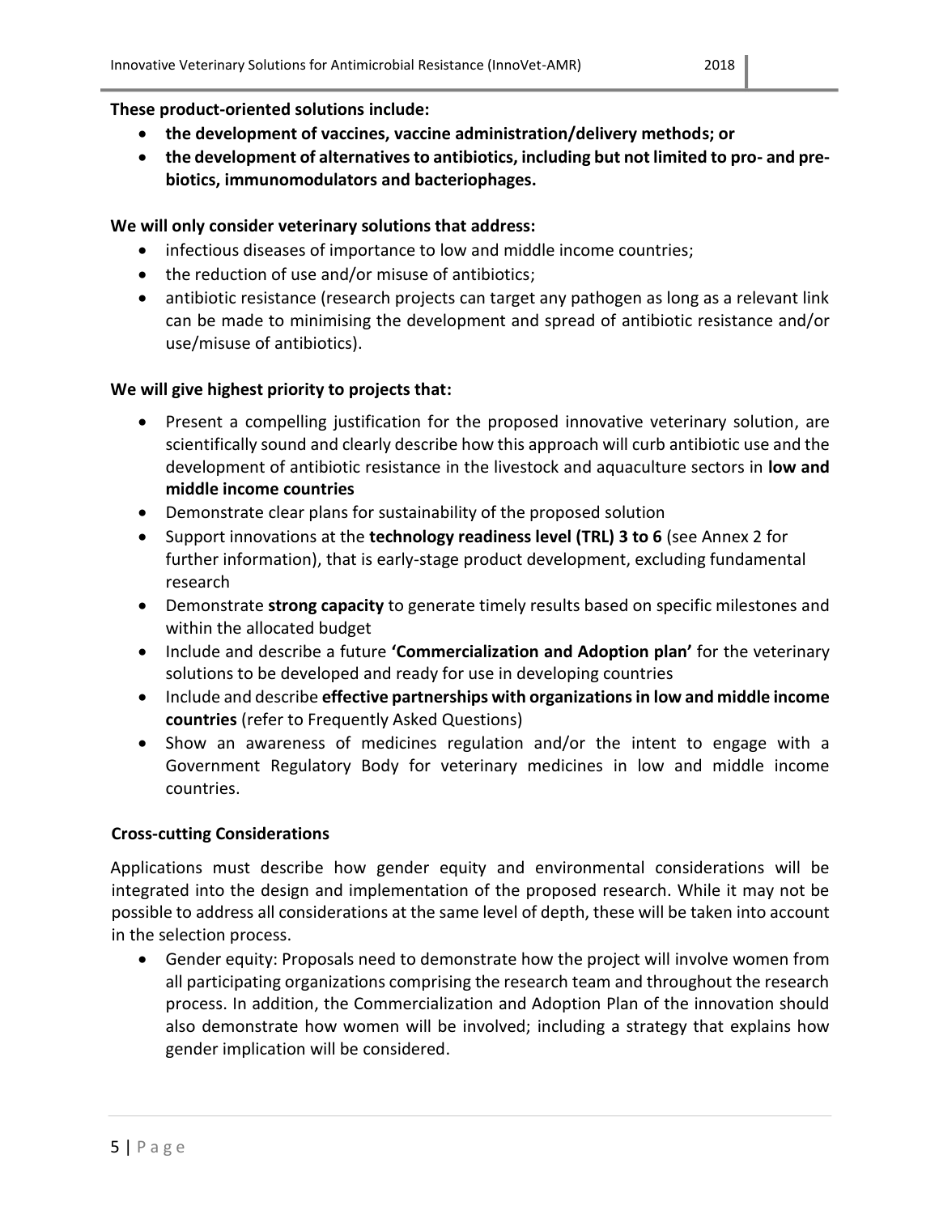**These product-oriented solutions include:**

- **the development of vaccines, vaccine administration/delivery methods; or**
- **the development of alternatives to antibiotics, including but not limited to pro- and pre-biotics, immunomodulators and bacteriophages.**

**We will only consider veterinary solutions that address:**

- infectious diseases of importance to low and middle income countries;
- the reduction of use and/or misuse of antibiotics;
- antibiotic resistance (research projects can target any pathogen as long as a relevant link can be made to minimising the development and spread of antibiotic resistance and/or use/misuse of antibiotics).

**We will give highest priority to projects that:**

- Present a compelling justification for the proposed innovative veterinary solution, are scientifically sound and clearly describe how this approach will curb antibiotic use and the development of antibiotic resistance in the livestock and aquaculture sectors in **low and middle income countries**
- Demonstrate clear plans for sustainability of the proposed solution
- Support innovations at the **technology readiness level (TRL) 3 to 6** (see Annex 2 for further information), that is early-stage product development, excluding fundamental research
- Demonstrate **strong capacity** to generate timely results based on specific milestones and within the allocated budget
- Include and describe a future **'Commercialization and Adoption plan'** for the veterinary solutions to be developed and ready for use in developing countries
- Include and describe **effective partnerships with organizations in low and middle income countries** (refer to Frequently Asked Questions)
- Show an awareness of medicines regulation and/or the intent to engage with a Government Regulatory Body for veterinary medicines in low and middle income countries.

**Cross-cutting Considerations**

Applications must describe how gender equity and environmental considerations will be integrated into the design and implementation of the proposed research. While it may not be possible to address all considerations at the same level of depth, these will be taken into account in the selection process.

- Gender equity: Proposals need to demonstrate how the project will involve women from all participating organizations comprising the research team and throughout the research process. In addition, the Commercialization and Adoption Plan of the innovation should also demonstrate how women will be involved; including a strategy that explains how gender implication will be considered.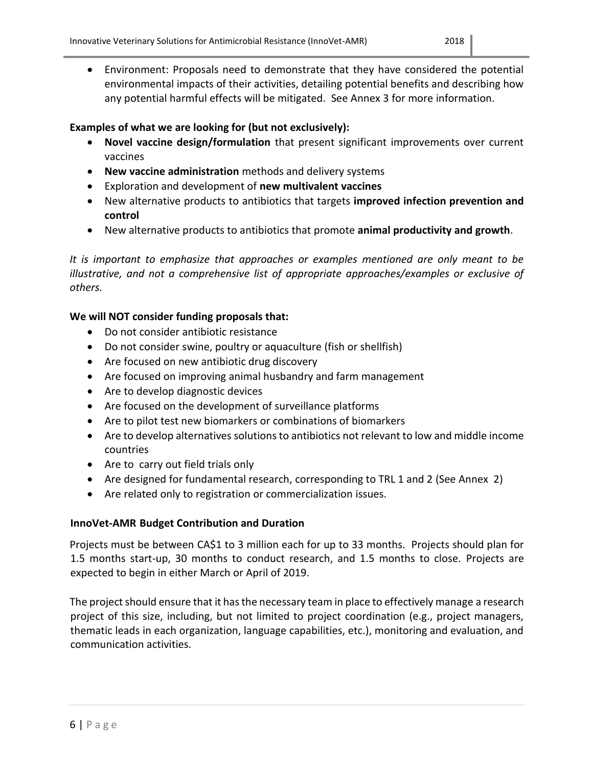- Environment: Proposals need to demonstrate that they have considered the potential environmental impacts of their activities, detailing potential benefits and describing how any potential harmful effects will be mitigated. See Annex 3 for more information.

**Examples of what we are looking for (but not exclusively):**

- **Novel vaccine design/formulation** that present significant improvements over current vaccines
- **New vaccine administration** methods and delivery systems
- Exploration and development of **new multivalent vaccines**
- New alternative products to antibiotics that targets **improved infection prevention and control**
- New alternative products to antibiotics that promote **animal productivity and growth**.

*It is important to emphasize that approaches or examples mentioned are only meant to be illustrative, and not a comprehensive list of appropriate approaches/examples or exclusive of others.*

**We will NOT consider funding proposals that:**

- Do not consider antibiotic resistance
- Do not consider swine, poultry or aquaculture (fish or shellfish)
- Are focused on new antibiotic drug discovery
- Are focused on improving animal husbandry and farm management
- Are to develop diagnostic devices
- Are focused on the development of surveillance platforms
- Are to pilot test new biomarkers or combinations of biomarkers
- Are to develop alternatives solutions to antibiotics not relevant to low and middle income countries
- Are to carry out field trials only
- Are designed for fundamental research, corresponding to TRL 1 and 2 (See Annex 2)
- Are related only to registration or commercialization issues.

**InnoVet-AMR Budget Contribution and Duration**

Projects must be between CA$1 to 3 million each for up to 33 months. Projects should plan for 1.5 months start-up, 30 months to conduct research, and 1.5 months to close. Projects are expected to begin in either March or April of 2019.

The project should ensure that it has the necessary team in place to effectively manage a research project of this size, including, but not limited to project coordination (e.g., project managers, thematic leads in each organization, language capabilities, etc.), monitoring and evaluation, and communication activities.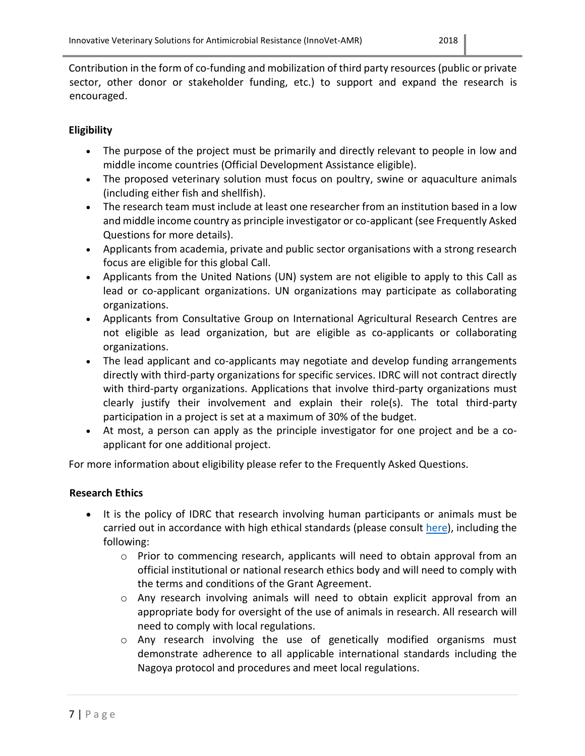Contribution in the form of co-funding and mobilization of third party resources (public or private sector, other donor or stakeholder funding, etc.) to support and expand the research is encouraged.

### Eligibility

- The purpose of the project must be primarily and directly relevant to people in low and middle income countries (Official Development Assistance eligible).
- The proposed veterinary solution must focus on poultry, swine or aquaculture animals (including either fish and shellfish).
- The research team must include at least one researcher from an institution based in a low and middle income country as principle investigator or co-applicant (see Frequently Asked Questions for more details).
- Applicants from academia, private and public sector organisations with a strong research focus are eligible for this global Call.
- Applicants from the United Nations (UN) system are not eligible to apply to this Call as lead or co-applicant organizations. UN organizations may participate as collaborating organizations.
- Applicants from Consultative Group on International Agricultural Research Centres are not eligible as lead organization, but are eligible as co-applicants or collaborating organizations.
- The lead applicant and co-applicants may negotiate and develop funding arrangements directly with third-party organizations for specific services. IDRC will not contract directly with third-party organizations. Applications that involve third-party organizations must clearly justify their involvement and explain their role(s). The total third-party participation in a project is set at a maximum of 30% of the budget.
- At most, a person can apply as the principle investigator for one project and be a co-applicant for one additional project.

For more information about eligibility please refer to the Frequently Asked Questions.

### Research Ethics

- It is the policy of IDRC that research involving human participants or animals must be carried out in accordance with high ethical standards (please consult here), including the following:
    - Prior to commencing research, applicants will need to obtain approval from an official institutional or national research ethics body and will need to comply with the terms and conditions of the Grant Agreement.
    - Any research involving animals will need to obtain explicit approval from an appropriate body for oversight of the use of animals in research. All research will need to comply with local regulations.
    - Any research involving the use of genetically modified organisms must demonstrate adherence to all applicable international standards including the Nagoya protocol and procedures and meet local regulations.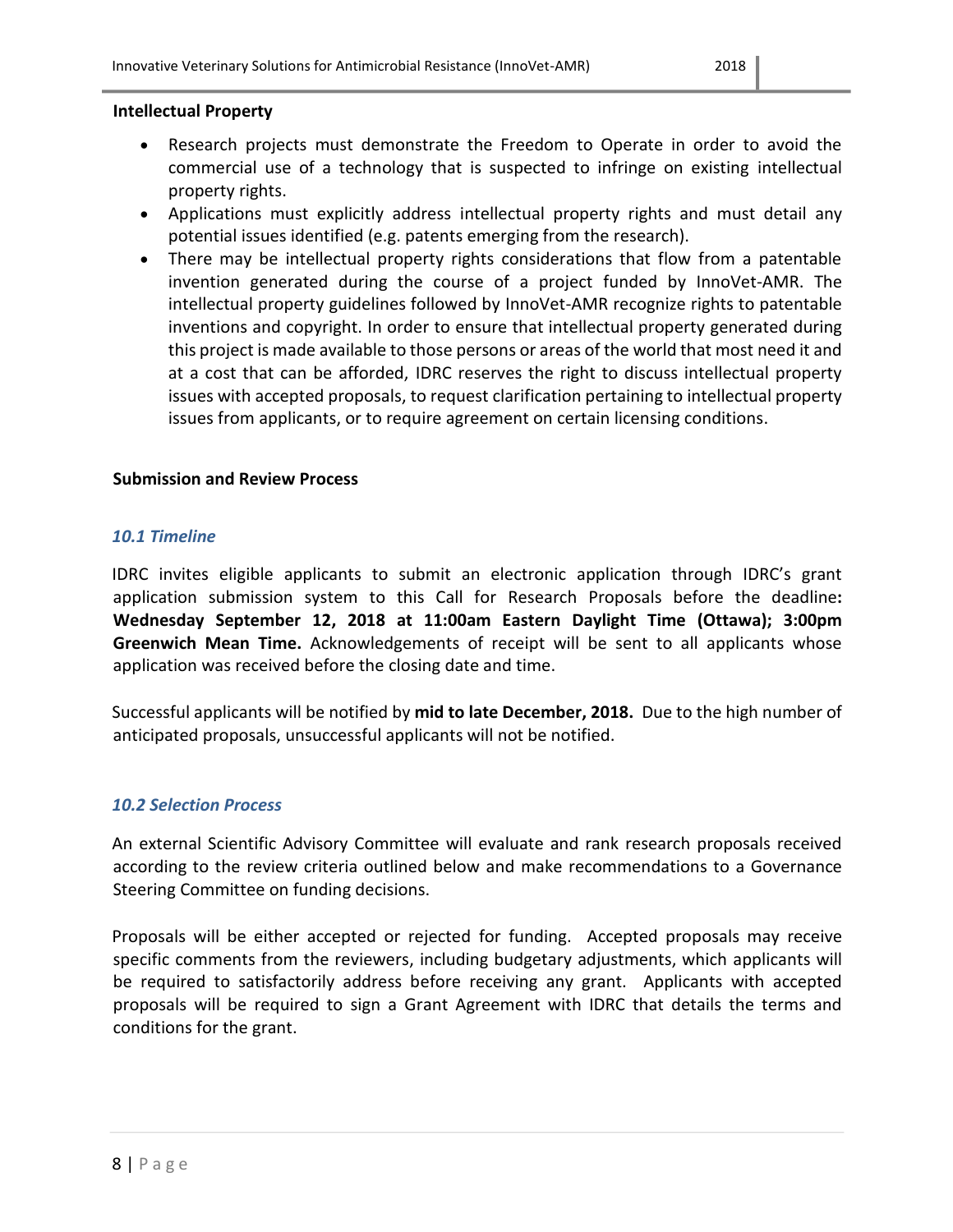**Intellectual Property**

- Research projects must demonstrate the Freedom to Operate in order to avoid the commercial use of a technology that is suspected to infringe on existing intellectual property rights.
- Applications must explicitly address intellectual property rights and must detail any potential issues identified (e.g. patents emerging from the research).
- There may be intellectual property rights considerations that flow from a patentable invention generated during the course of a project funded by InnoVet-AMR. The intellectual property guidelines followed by InnoVet-AMR recognize rights to patentable inventions and copyright. In order to ensure that intellectual property generated during this project is made available to those persons or areas of the world that most need it and at a cost that can be afforded, IDRC reserves the right to discuss intellectual property issues with accepted proposals, to request clarification pertaining to intellectual property issues from applicants, or to require agreement on certain licensing conditions.

**Submission and Review Process**

### *10.1 Timeline*

IDRC invites eligible applicants to submit an electronic application through IDRC's grant application submission system to this Call for Research Proposals before the deadline**: Wednesday September 12, 2018 at 11:00am Eastern Daylight Time (Ottawa); 3:00pm Greenwich Mean Time.** Acknowledgements of receipt will be sent to all applicants whose application was received before the closing date and time.

Successful applicants will be notified by **mid to late December, 2018.** Due to the high number of anticipated proposals, unsuccessful applicants will not be notified.

### *10.2 Selection Process*

An external Scientific Advisory Committee will evaluate and rank research proposals received according to the review criteria outlined below and make recommendations to a Governance Steering Committee on funding decisions.

Proposals will be either accepted or rejected for funding. Accepted proposals may receive specific comments from the reviewers, including budgetary adjustments, which applicants will be required to satisfactorily address before receiving any grant. Applicants with accepted proposals will be required to sign a Grant Agreement with IDRC that details the terms and conditions for the grant.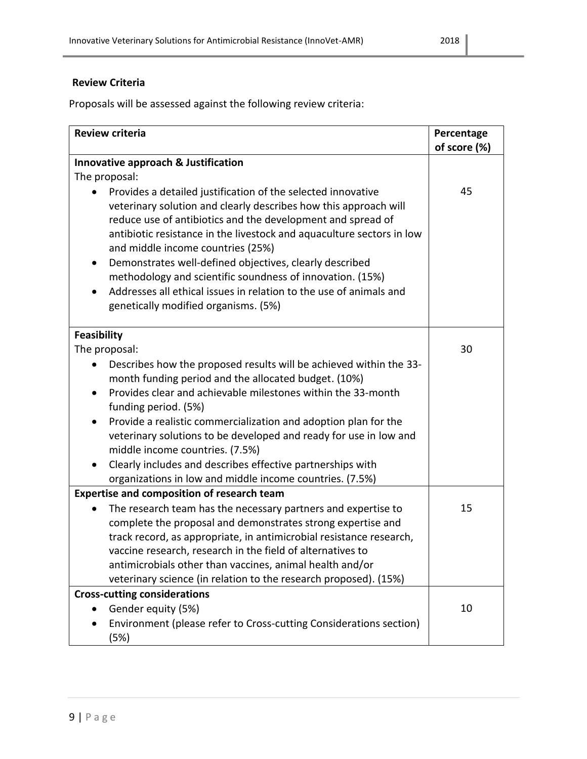**Review Criteria**

Proposals will be assessed against the following review criteria:

| Review criteria | Percentage of score (%) |
|---|---|
| **Innovative approach & Justification**<br>The proposal:<br>• Provides a detailed justification of the selected innovative veterinary solution and clearly describes how this approach will reduce use of antibiotics and the development and spread of antibiotic resistance in the livestock and aquaculture sectors in low and middle income countries (25%)<br>• Demonstrates well-defined objectives, clearly described methodology and scientific soundness of innovation. (15%)<br>• Addresses all ethical issues in relation to the use of animals and genetically modified organisms. (5%) | 45 |
| **Feasibility**<br>The proposal:<br>• Describes how the proposed results will be achieved within the 33-month funding period and the allocated budget. (10%)<br>• Provides clear and achievable milestones within the 33-month funding period. (5%)<br>• Provide a realistic commercialization and adoption plan for the veterinary solutions to be developed and ready for use in low and middle income countries. (7.5%)<br>• Clearly includes and describes effective partnerships with organizations in low and middle income countries. (7.5%) | 30 |
| **Expertise and composition of research team**<br>• The research team has the necessary partners and expertise to complete the proposal and demonstrates strong expertise and track record, as appropriate, in antimicrobial resistance research, vaccine research, research in the field of alternatives to antimicrobials other than vaccines, animal health and/or veterinary science (in relation to the research proposed). (15%) | 15 |
| **Cross-cutting considerations**<br>• Gender equity (5%)<br>• Environment (please refer to Cross-cutting Considerations section) (5%) | 10 |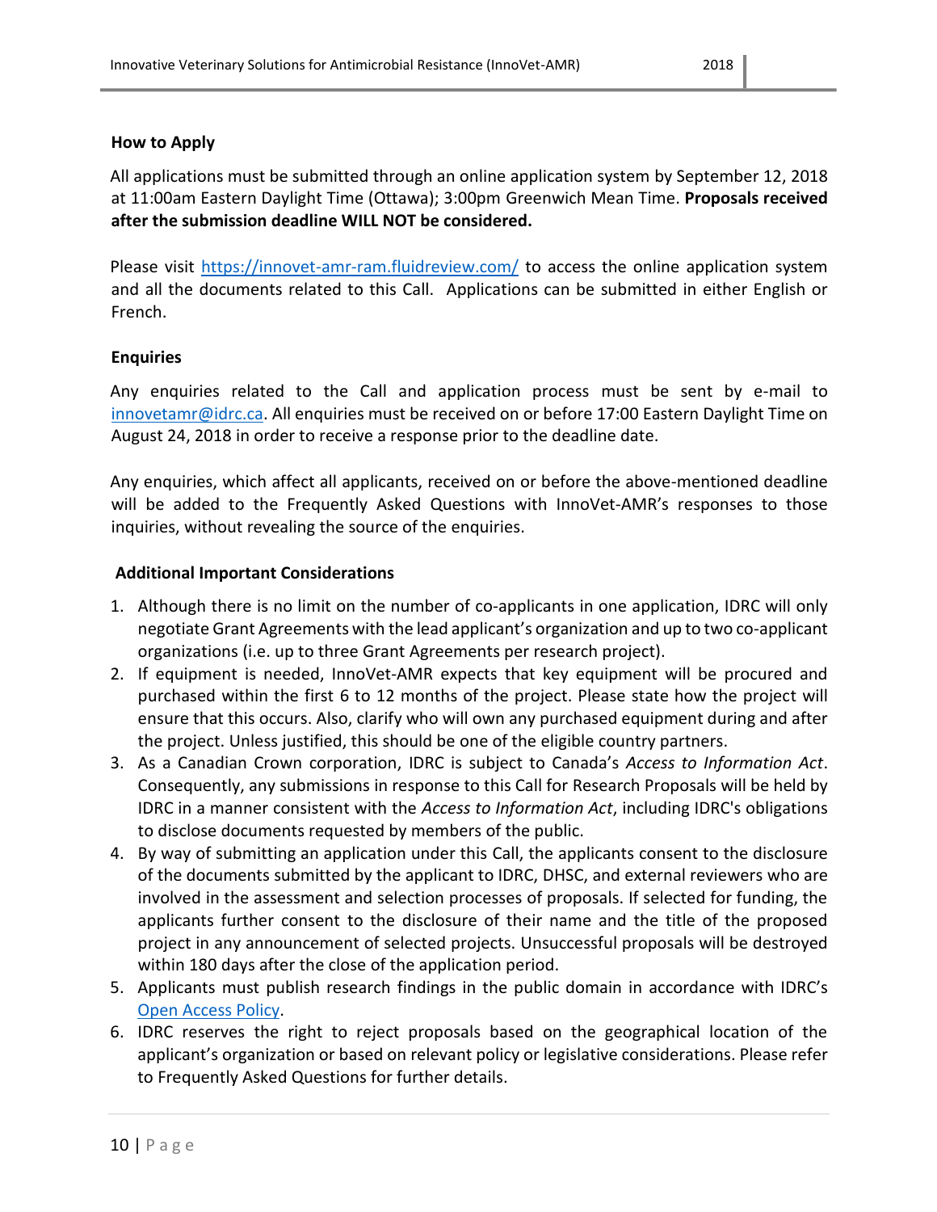### How to Apply

All applications must be submitted through an online application system by September 12, 2018 at 11:00am Eastern Daylight Time (Ottawa); 3:00pm Greenwich Mean Time. **Proposals received after the submission deadline WILL NOT be considered.**

Please visit [https://innovet-amr-ram.fluidreview.com/](https://innovet-amr-ram.fluidreview.com/) to access the online application system and all the documents related to this Call. Applications can be submitted in either English or French.

### Enquiries

Any enquiries related to the Call and application process must be sent by e-mail to [innovetamr@idrc.ca](mailto:innovetamr@idrc.ca). All enquiries must be received on or before 17:00 Eastern Daylight Time on August 24, 2018 in order to receive a response prior to the deadline date.

Any enquiries, which affect all applicants, received on or before the above-mentioned deadline will be added to the Frequently Asked Questions with InnoVet-AMR's responses to those inquiries, without revealing the source of the enquiries.

### Additional Important Considerations

1. Although there is no limit on the number of co-applicants in one application, IDRC will only negotiate Grant Agreements with the lead applicant's organization and up to two co-applicant organizations (i.e. up to three Grant Agreements per research project).
2. If equipment is needed, InnoVet-AMR expects that key equipment will be procured and purchased within the first 6 to 12 months of the project. Please state how the project will ensure that this occurs. Also, clarify who will own any purchased equipment during and after the project. Unless justified, this should be one of the eligible country partners.
3. As a Canadian Crown corporation, IDRC is subject to Canada's *Access to Information Act*. Consequently, any submissions in response to this Call for Research Proposals will be held by IDRC in a manner consistent with the *Access to Information Act*, including IDRC's obligations to disclose documents requested by members of the public.
4. By way of submitting an application under this Call, the applicants consent to the disclosure of the documents submitted by the applicant to IDRC, DHSC, and external reviewers who are involved in the assessment and selection processes of proposals. If selected for funding, the applicants further consent to the disclosure of their name and the title of the proposed project in any announcement of selected projects. Unsuccessful proposals will be destroyed within 180 days after the close of the application period.
5. Applicants must publish research findings in the public domain in accordance with IDRC's Open Access Policy.
6. IDRC reserves the right to reject proposals based on the geographical location of the applicant's organization or based on relevant policy or legislative considerations. Please refer to Frequently Asked Questions for further details.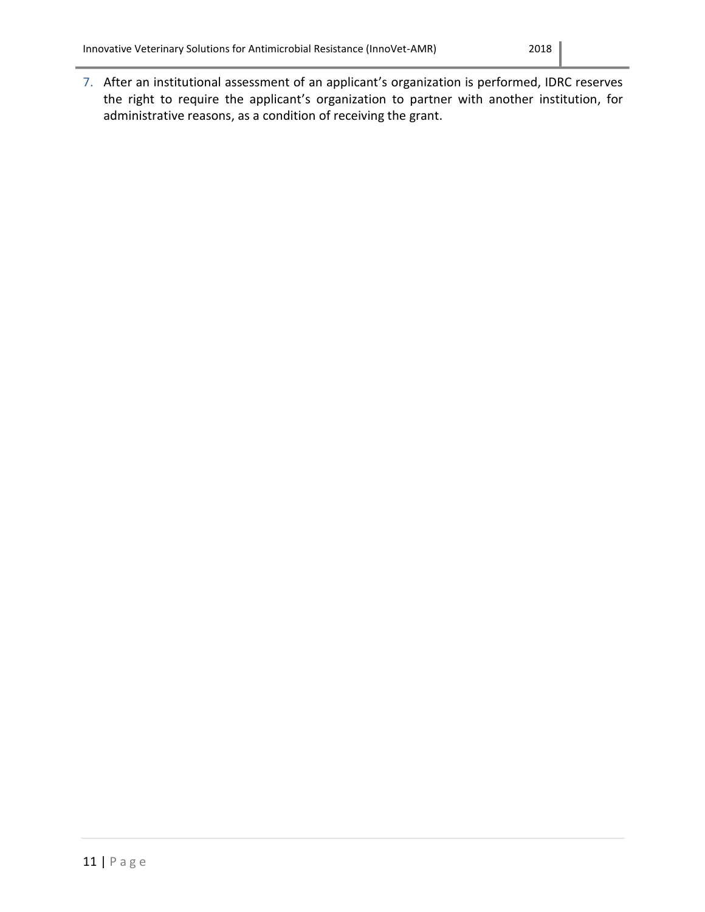7. After an institutional assessment of an applicant's organization is performed, IDRC reserves the right to require the applicant's organization to partner with another institution, for administrative reasons, as a condition of receiving the grant.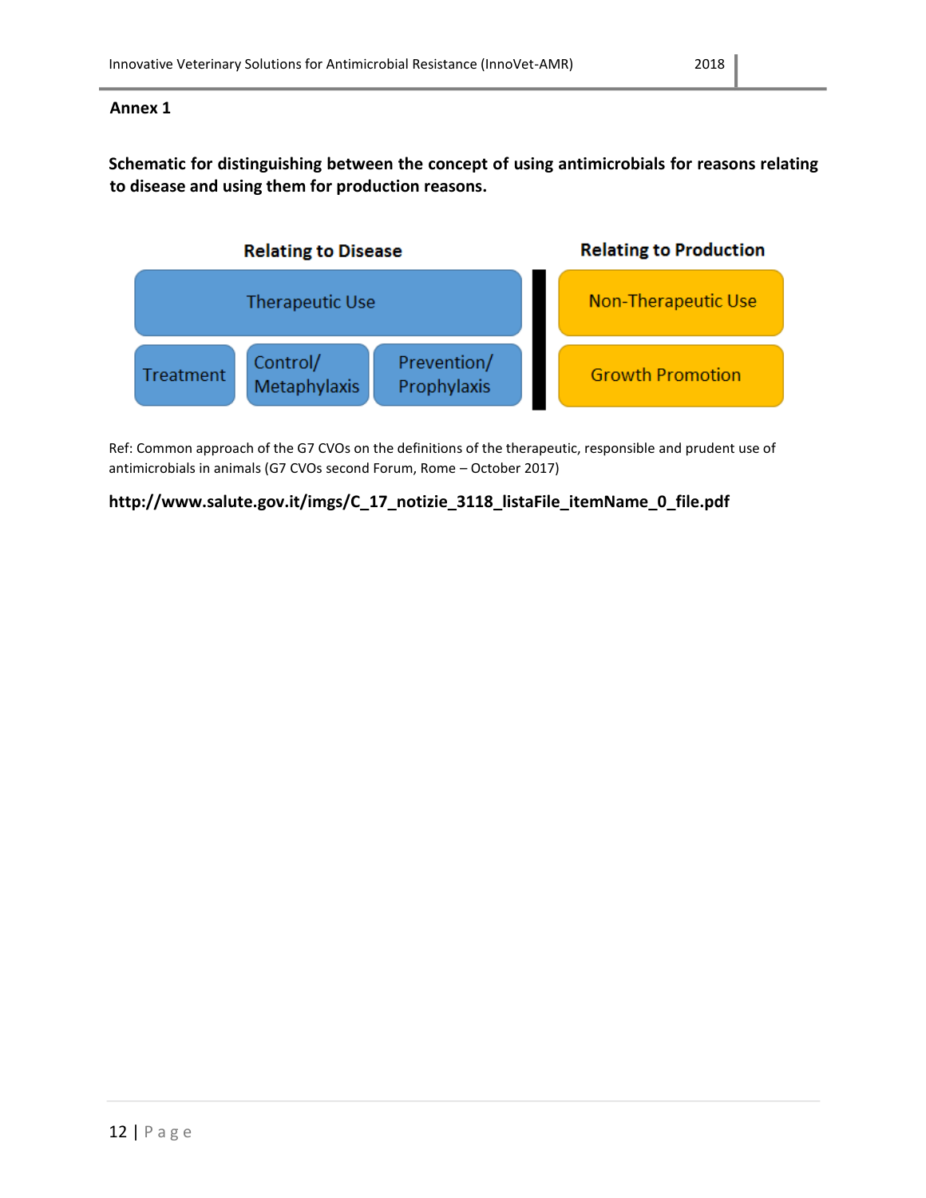## Annex 1

**Schematic for distinguishing between the concept of using antimicrobials for reasons relating to disease and using them for production reasons.**

| Relating to Disease | | | Relating to Production |
|---|---|---|---|
| Therapeutic Use | | | Non-Therapeutic Use |
| Treatment | Control/ Metaphylaxis | Prevention/ Prophylaxis | Growth Promotion |

Ref: Common approach of the G7 CVOs on the definitions of the therapeutic, responsible and prudent use of antimicrobials in animals (G7 CVOs second Forum, Rome – October 2017)

**http://www.salute.gov.it/imgs/C_17_notizie_3118_listaFile_itemName_0_file.pdf**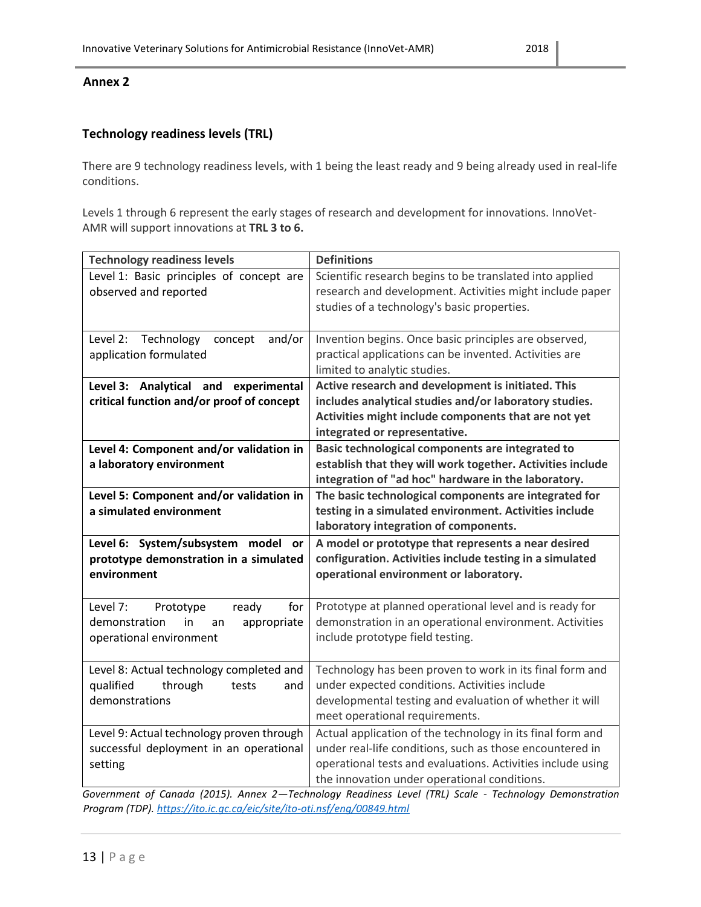## Annex 2

### Technology readiness levels (TRL)

There are 9 technology readiness levels, with 1 being the least ready and 9 being already used in real-life conditions.

Levels 1 through 6 represent the early stages of research and development for innovations. InnoVet-AMR will support innovations at **TRL 3 to 6.**

| Technology readiness levels | Definitions |
|---|---|
| Level 1: Basic principles of concept are observed and reported | Scientific research begins to be translated into applied research and development. Activities might include paper studies of a technology's basic properties. |
| Level 2: Technology concept and/or application formulated | Invention begins. Once basic principles are observed, practical applications can be invented. Activities are limited to analytic studies. |
| **Level 3: Analytical and experimental critical function and/or proof of concept** | **Active research and development is initiated. This includes analytical studies and/or laboratory studies. Activities might include components that are not yet integrated or representative.** |
| **Level 4: Component and/or validation in a laboratory environment** | **Basic technological components are integrated to establish that they will work together. Activities include integration of "ad hoc" hardware in the laboratory.** |
| **Level 5: Component and/or validation in a simulated environment** | **The basic technological components are integrated for testing in a simulated environment. Activities include laboratory integration of components.** |
| **Level 6: System/subsystem model or prototype demonstration in a simulated environment** | **A model or prototype that represents a near desired configuration. Activities include testing in a simulated operational environment or laboratory.** |
| Level 7: Prototype ready for demonstration in an appropriate operational environment | Prototype at planned operational level and is ready for demonstration in an operational environment. Activities include prototype field testing. |
| Level 8: Actual technology completed and qualified through tests and demonstrations | Technology has been proven to work in its final form and under expected conditions. Activities include developmental testing and evaluation of whether it will meet operational requirements. |
| Level 9: Actual technology proven through successful deployment in an operational setting | Actual application of the technology in its final form and under real-life conditions, such as those encountered in operational tests and evaluations. Activities include using the innovation under operational conditions. |

*Government of Canada (2015). Annex 2—Technology Readiness Level (TRL) Scale - Technology Demonstration Program (TDP).* https://ito.ic.gc.ca/eic/site/ito-oti.nsf/eng/00849.html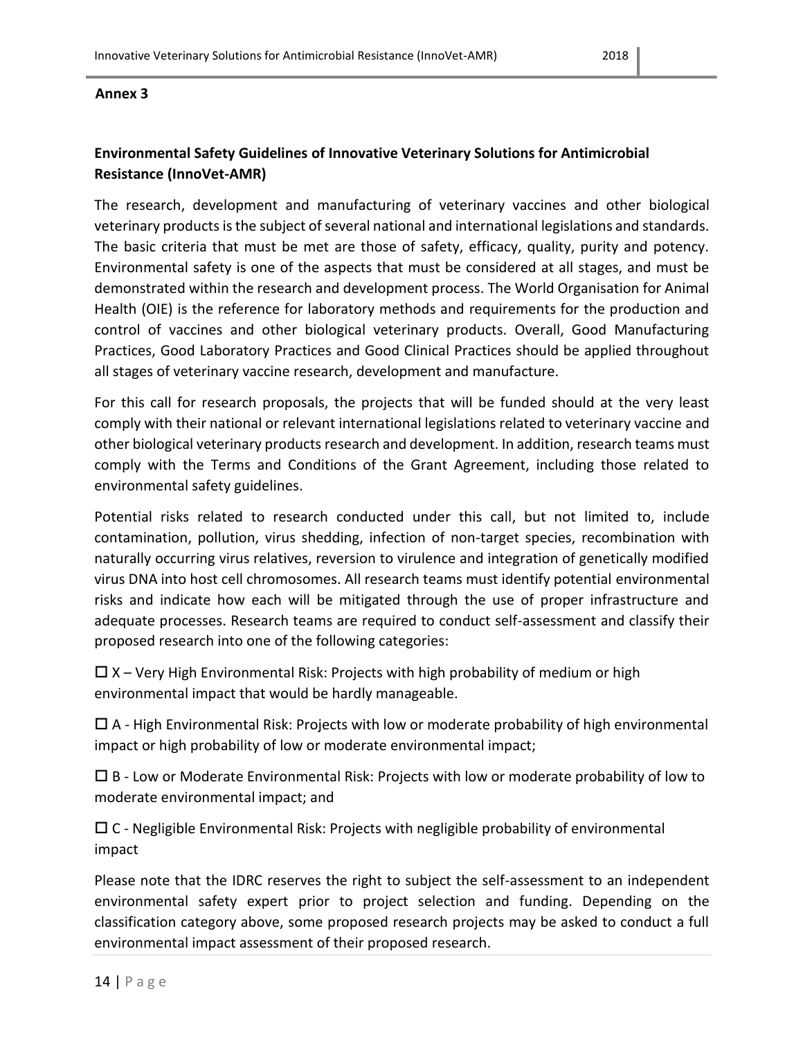**Annex 3**

## Environmental Safety Guidelines of Innovative Veterinary Solutions for Antimicrobial Resistance (InnoVet-AMR)

The research, development and manufacturing of veterinary vaccines and other biological veterinary products is the subject of several national and international legislations and standards. The basic criteria that must be met are those of safety, efficacy, quality, purity and potency. Environmental safety is one of the aspects that must be considered at all stages, and must be demonstrated within the research and development process. The World Organisation for Animal Health (OIE) is the reference for laboratory methods and requirements for the production and control of vaccines and other biological veterinary products. Overall, Good Manufacturing Practices, Good Laboratory Practices and Good Clinical Practices should be applied throughout all stages of veterinary vaccine research, development and manufacture.

For this call for research proposals, the projects that will be funded should at the very least comply with their national or relevant international legislations related to veterinary vaccine and other biological veterinary products research and development. In addition, research teams must comply with the Terms and Conditions of the Grant Agreement, including those related to environmental safety guidelines.

Potential risks related to research conducted under this call, but not limited to, include contamination, pollution, virus shedding, infection of non-target species, recombination with naturally occurring virus relatives, reversion to virulence and integration of genetically modified virus DNA into host cell chromosomes. All research teams must identify potential environmental risks and indicate how each will be mitigated through the use of proper infrastructure and adequate processes. Research teams are required to conduct self-assessment and classify their proposed research into one of the following categories:

☐ X – Very High Environmental Risk: Projects with high probability of medium or high environmental impact that would be hardly manageable.

☐ A - High Environmental Risk: Projects with low or moderate probability of high environmental impact or high probability of low or moderate environmental impact;

☐ B - Low or Moderate Environmental Risk: Projects with low or moderate probability of low to moderate environmental impact; and

☐ C - Negligible Environmental Risk: Projects with negligible probability of environmental impact

Please note that the IDRC reserves the right to subject the self-assessment to an independent environmental safety expert prior to project selection and funding. Depending on the classification category above, some proposed research projects may be asked to conduct a full environmental impact assessment of their proposed research.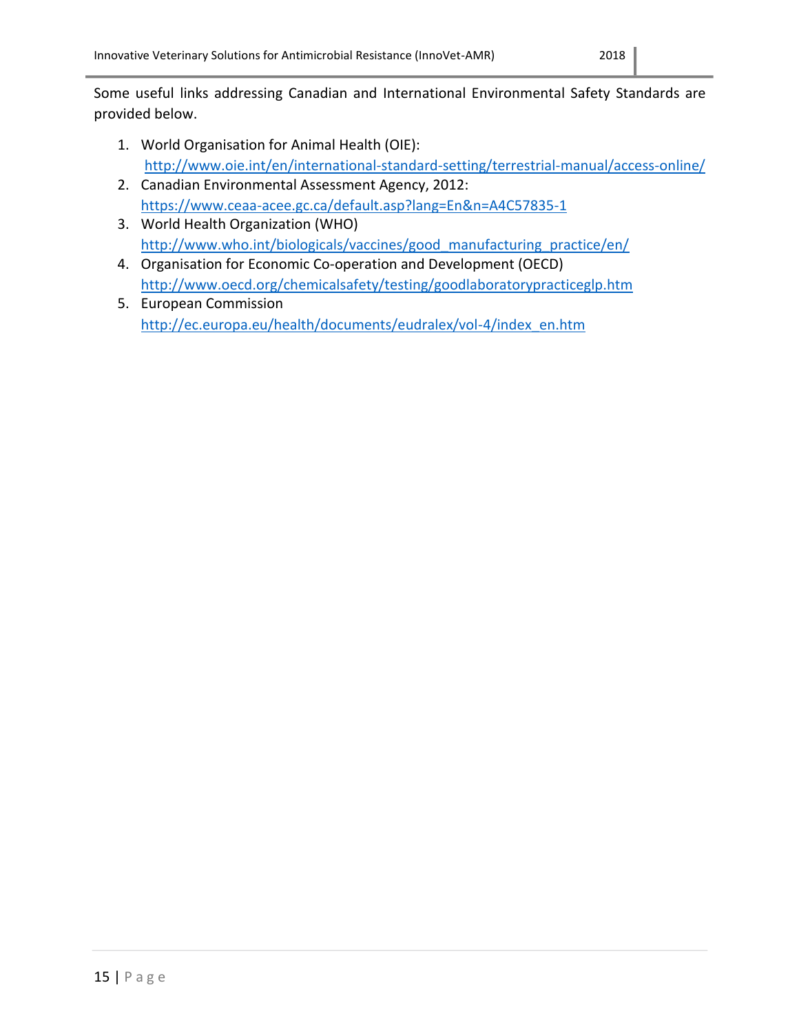Some useful links addressing Canadian and International Environmental Safety Standards are provided below.

1. World Organisation for Animal Health (OIE):
   http://www.oie.int/en/international-standard-setting/terrestrial-manual/access-online/
2. Canadian Environmental Assessment Agency, 2012:
   https://www.ceaa-acee.gc.ca/default.asp?lang=En&n=A4C57835-1
3. World Health Organization (WHO)
   http://www.who.int/biologicals/vaccines/good_manufacturing_practice/en/
4. Organisation for Economic Co-operation and Development (OECD)
   http://www.oecd.org/chemicalsafety/testing/goodlaboratorypracticeglp.htm
5. European Commission
   http://ec.europa.eu/health/documents/eudralex/vol-4/index_en.htm